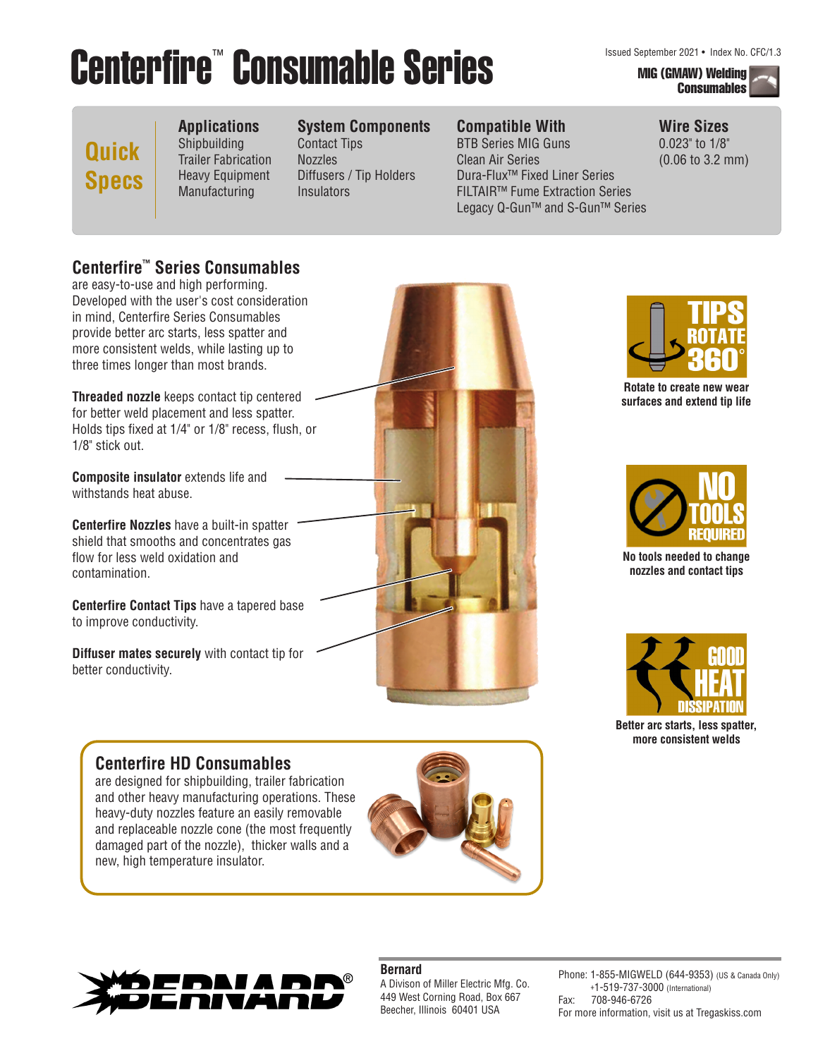# Centerfire™ Consumable Series

Issued September 2021 • Index No. CFC/1.3

**MIG (GMAW) Welding Consumables**

## Quick Specs

| Applications | System Components | Compatible With | Wire Sizes |
| --- | --- | --- | --- |
| Shipbuilding | Contact Tips | BTB Series MIG Guns | 0.023" to 1/8" |
| Trailer Fabrication | Nozzles | Clean Air Series | (0.06 to 3.2 mm) |
| Heavy Equipment | Diffusers / Tip Holders | Dura-Flux™ Fixed Liner Series | |
| Manufacturing | Insulators | FILTAIR™ Fume Extraction Series | |
| | | Legacy Q-Gun™ and S-Gun™ Series | |

## Centerfire™ Series Consumables

are easy-to-use and high performing. Developed with the user's cost consideration in mind, Centerfire Series Consumables provide better arc starts, less spatter and more consistent welds, while lasting up to three times longer than most brands.

**Threaded nozzle** keeps contact tip centered for better weld placement and less spatter. Holds tips fixed at 1/4" or 1/8" recess, flush, or 1/8" stick out.

**Composite insulator** extends life and withstands heat abuse.

**Centerfire Nozzles** have a built-in spatter shield that smooths and concentrates gas flow for less weld oxidation and contamination.

**Centerfire Contact Tips** have a tapered base to improve conductivity.

**Diffuser mates securely** with contact tip for better conductivity.

**TIPS ROTATE 360°**

Rotate to create new wear surfaces and extend tip life

**NO TOOLS REQUIRED**

No tools needed to change nozzles and contact tips

**GOOD HEAT DISSIPATION**

Better arc starts, less spatter, more consistent welds

## Centerfire HD Consumables

are designed for shipbuilding, trailer fabrication and other heavy manufacturing operations. These heavy-duty nozzles feature an easily removable and replaceable nozzle cone (the most frequently damaged part of the nozzle), thicker walls and a new, high temperature insulator.

**Bernard**
A Divison of Miller Electric Mfg. Co.
449 West Corning Road, Box 667
Beecher, Illinois 60401 USA

Phone: 1-855-MIGWELD (644-9353) (US & Canada Only)
+1-519-737-3000 (International)
Fax: 708-946-6726
For more information, visit us at Tregaskiss.com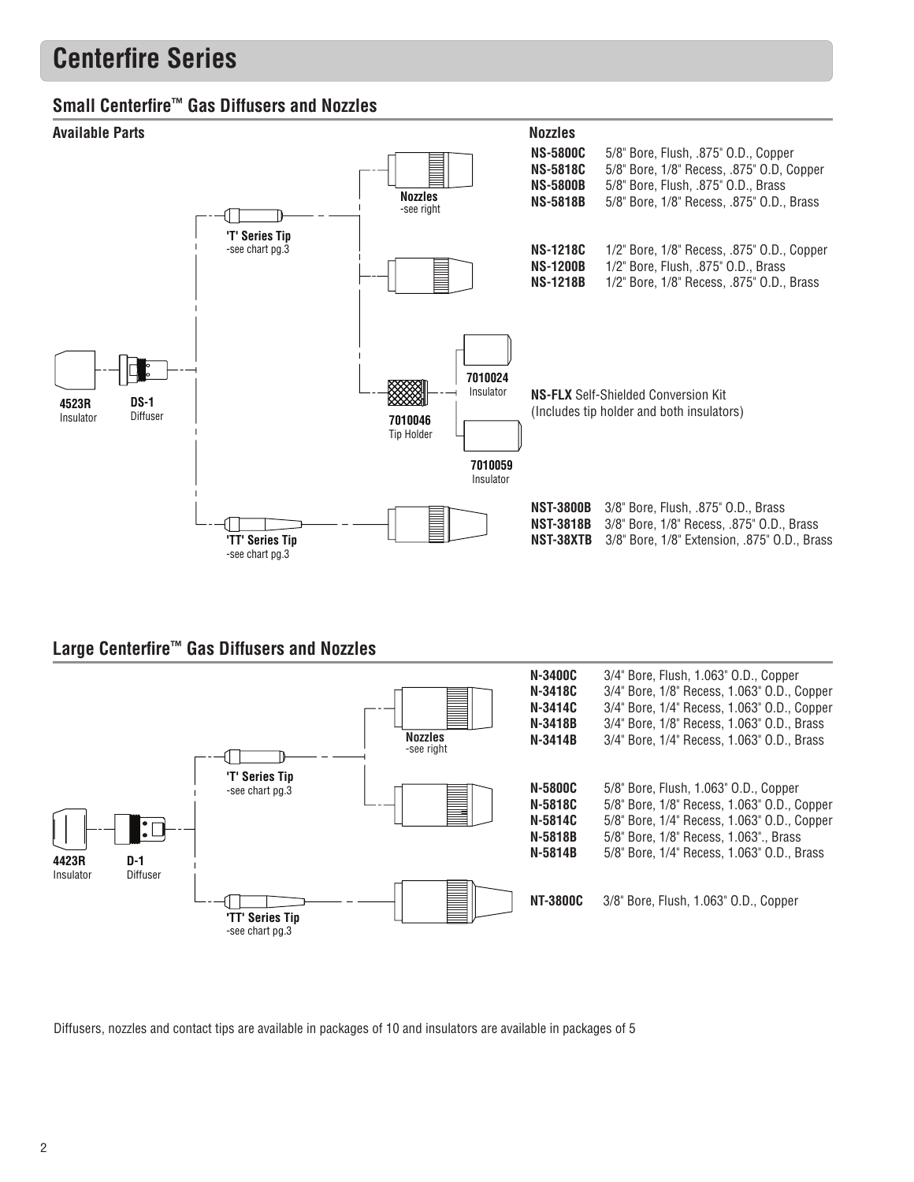# Centerfire Series

## Small Centerfire™ Gas Diffusers and Nozzles

**Available Parts**

**4523R** Insulator

**DS-1** Diffuser

**'T' Series Tip** -see chart pg.3

**'TT' Series Tip** -see chart pg.3

**Nozzles** -see right

**7010046** Tip Holder

**7010024** Insulator

**7010059** Insulator

**Nozzles**

| | |
|---|---|
| **NS-5800C** | 5/8" Bore, Flush, .875" O.D., Copper |
| **NS-5818C** | 5/8" Bore, 1/8" Recess, .875" O.D, Copper |
| **NS-5800B** | 5/8" Bore, Flush, .875" O.D., Brass |
| **NS-5818B** | 5/8" Bore, 1/8" Recess, .875" O.D., Brass |

| | |
|---|---|
| **NS-1218C** | 1/2" Bore, 1/8" Recess, .875" O.D., Copper |
| **NS-1200B** | 1/2" Bore, Flush, .875" O.D., Brass |
| **NS-1218B** | 1/2" Bore, 1/8" Recess, .875" O.D., Brass |

**NS-FLX** Self-Shielded Conversion Kit (Includes tip holder and both insulators)

| | |
|---|---|
| **NST-3800B** | 3/8" Bore, Flush, .875" O.D., Brass |
| **NST-3818B** | 3/8" Bore, 1/8" Recess, .875" O.D., Brass |
| **NST-38XTB** | 3/8" Bore, 1/8" Extension, .875" O.D., Brass |

## Large Centerfire™ Gas Diffusers and Nozzles

**4423R** Insulator

**D-1** Diffuser

**'T' Series Tip** -see chart pg.3

**'TT' Series Tip** -see chart pg.3

**Nozzles** -see right

| | |
|---|---|
| **N-3400C** | 3/4" Bore, Flush, 1.063" O.D., Copper |
| **N-3418C** | 3/4" Bore, 1/8" Recess, 1.063" O.D., Copper |
| **N-3414C** | 3/4" Bore, 1/4" Recess, 1.063" O.D., Copper |
| **N-3418B** | 3/4" Bore, 1/8" Recess, 1.063" O.D., Brass |
| **N-3414B** | 3/4" Bore, 1/4" Recess, 1.063" O.D., Brass |

| | |
|---|---|
| **N-5800C** | 5/8" Bore, Flush, 1.063" O.D., Copper |
| **N-5818C** | 5/8" Bore, 1/8" Recess, 1.063" O.D., Copper |
| **N-5814C** | 5/8" Bore, 1/4" Recess, 1.063" O.D., Copper |
| **N-5818B** | 5/8" Bore, 1/8" Recess, 1.063"., Brass |
| **N-5814B** | 5/8" Bore, 1/4" Recess, 1.063" O.D., Brass |

| | |
|---|---|
| **NT-3800C** | 3/8" Bore, Flush, 1.063" O.D., Copper |

Diffusers, nozzles and contact tips are available in packages of 10 and insulators are available in packages of 5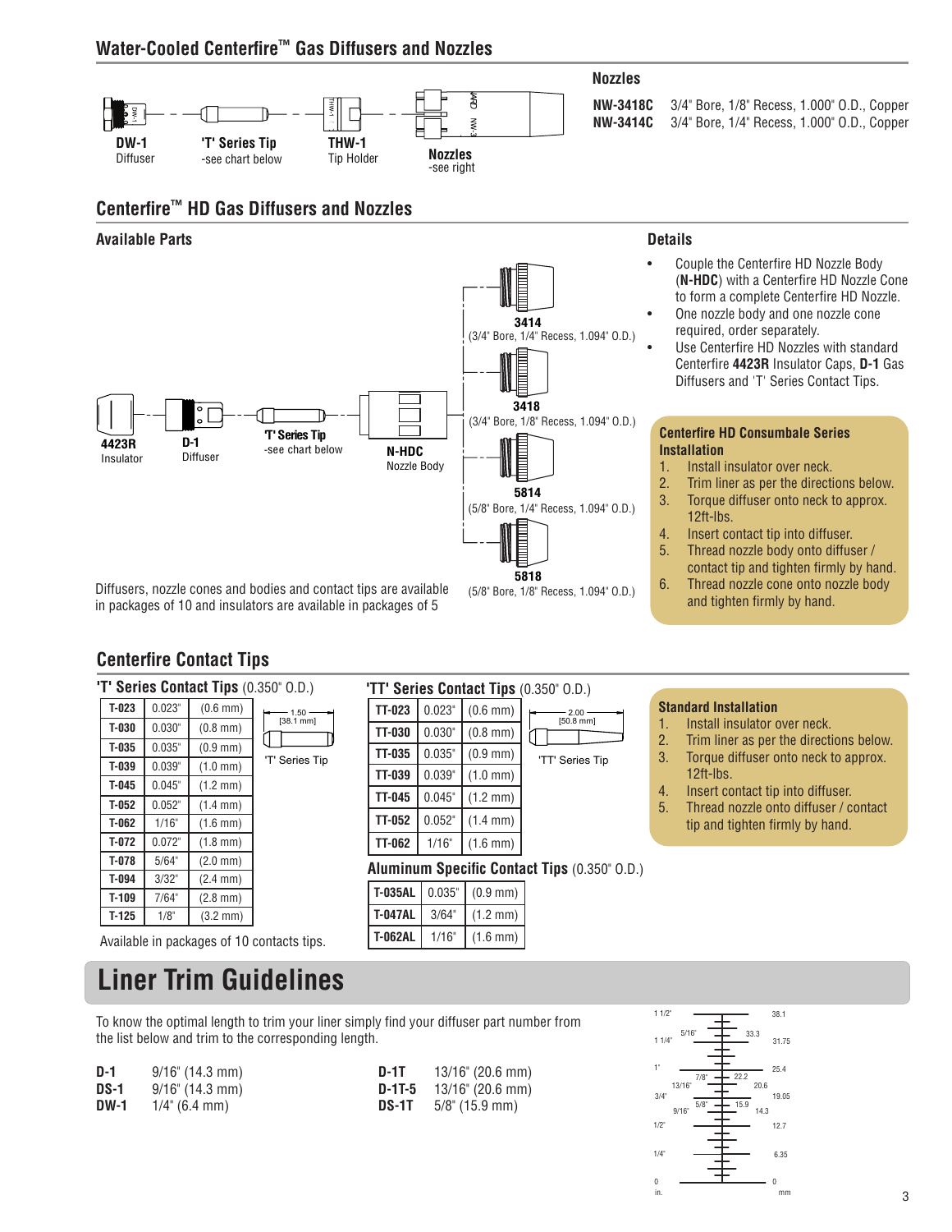## Water-Cooled Centerfire™ Gas Diffusers and Nozzles

**DW-1** Diffuser — **'T' Series Tip** -see chart below — **THW-1** Tip Holder — **Nozzles** -see right

### Nozzles

| | |
|---|---|
| **NW-3418C** | 3/4" Bore, 1/8" Recess, 1.000" O.D., Copper |
| **NW-3414C** | 3/4" Bore, 1/4" Recess, 1.000" O.D., Copper |

## Centerfire™ HD Gas Diffusers and Nozzles

### Available Parts

**4423R** Insulator — **D-1** Diffuser — **'T' Series Tip** -see chart below — **N-HDC** Nozzle Body

- **3414** (3/4" Bore, 1/4" Recess, 1.094" O.D.)
- **3418** (3/4" Bore, 1/8" Recess, 1.094" O.D.)
- **5814** (5/8" Bore, 1/4" Recess, 1.094" O.D.)
- **5818** (5/8" Bore, 1/8" Recess, 1.094" O.D.)

Diffusers, nozzle cones and bodies and contact tips are available in packages of 10 and insulators are available in packages of 5

### Details

- Couple the Centerfire HD Nozzle Body (**N-HDC**) with a Centerfire HD Nozzle Cone to form a complete Centerfire HD Nozzle.
- One nozzle body and one nozzle cone required, order separately.
- Use Centerfire HD Nozzles with standard Centerfire **4423R** Insulator Caps, **D-1** Gas Diffusers and 'T' Series Contact Tips.

**Centerfire HD Consumbale Series Installation**

1. Install insulator over neck.
2. Trim liner as per the directions below.
3. Torque diffuser onto neck to approx. 12ft-lbs.
4. Insert contact tip into diffuser.
5. Thread nozzle body onto diffuser / contact tip and tighten firmly by hand.
6. Thread nozzle cone onto nozzle body and tighten firmly by hand.

## Centerfire Contact Tips

**'T' Series Contact Tips** (0.350" O.D.)

| | | |
|---|---|---|
| **T-023** | 0.023" | (0.6 mm) |
| **T-030** | 0.030" | (0.8 mm) |
| **T-035** | 0.035" | (0.9 mm) |
| **T-039** | 0.039" | (1.0 mm) |
| **T-045** | 0.045" | (1.2 mm) |
| **T-052** | 0.052" | (1.4 mm) |
| **T-062** | 1/16" | (1.6 mm) |
| **T-072** | 0.072" | (1.8 mm) |
| **T-078** | 5/64" | (2.0 mm) |
| **T-094** | 3/32" | (2.4 mm) |
| **T-109** | 7/64" | (2.8 mm) |
| **T-125** | 1/8" | (3.2 mm) |

1.50 [38.1 mm] — 'T' Series Tip

Available in packages of 10 contacts tips.

**'TT' Series Contact Tips** (0.350" O.D.)

| | | |
|---|---|---|
| **TT-023** | 0.023" | (0.6 mm) |
| **TT-030** | 0.030" | (0.8 mm) |
| **TT-035** | 0.035" | (0.9 mm) |
| **TT-039** | 0.039" | (1.0 mm) |
| **TT-045** | 0.045" | (1.2 mm) |
| **TT-052** | 0.052" | (1.4 mm) |
| **TT-062** | 1/16" | (1.6 mm) |

2.00 [50.8 mm] — 'TT' Series Tip

**Aluminum Specific Contact Tips** (0.350" O.D.)

| | | |
|---|---|---|
| **T-035AL** | 0.035" | (0.9 mm) |
| **T-047AL** | 3/64" | (1.2 mm) |
| **T-062AL** | 1/16" | (1.6 mm) |

**Standard Installation**

1. Install insulator over neck.
2. Trim liner as per the directions below.
3. Torque diffuser onto neck to approx. 12ft-lbs.
4. Insert contact tip into diffuser.
5. Thread nozzle onto diffuser / contact tip and tighten firmly by hand.

# Liner Trim Guidelines

To know the optimal length to trim your liner simply find your diffuser part number from the list below and trim to the corresponding length.

| | | | |
|---|---|---|---|
| **D-1** | 9/16" (14.3 mm) | **D-1T** | 13/16" (20.6 mm) |
| **DS-1** | 9/16" (14.3 mm) | **D-1T-5** | 13/16" (20.6 mm) |
| **DW-1** | 1/4" (6.4 mm) | **DS-1T** | 5/8" (15.9 mm) |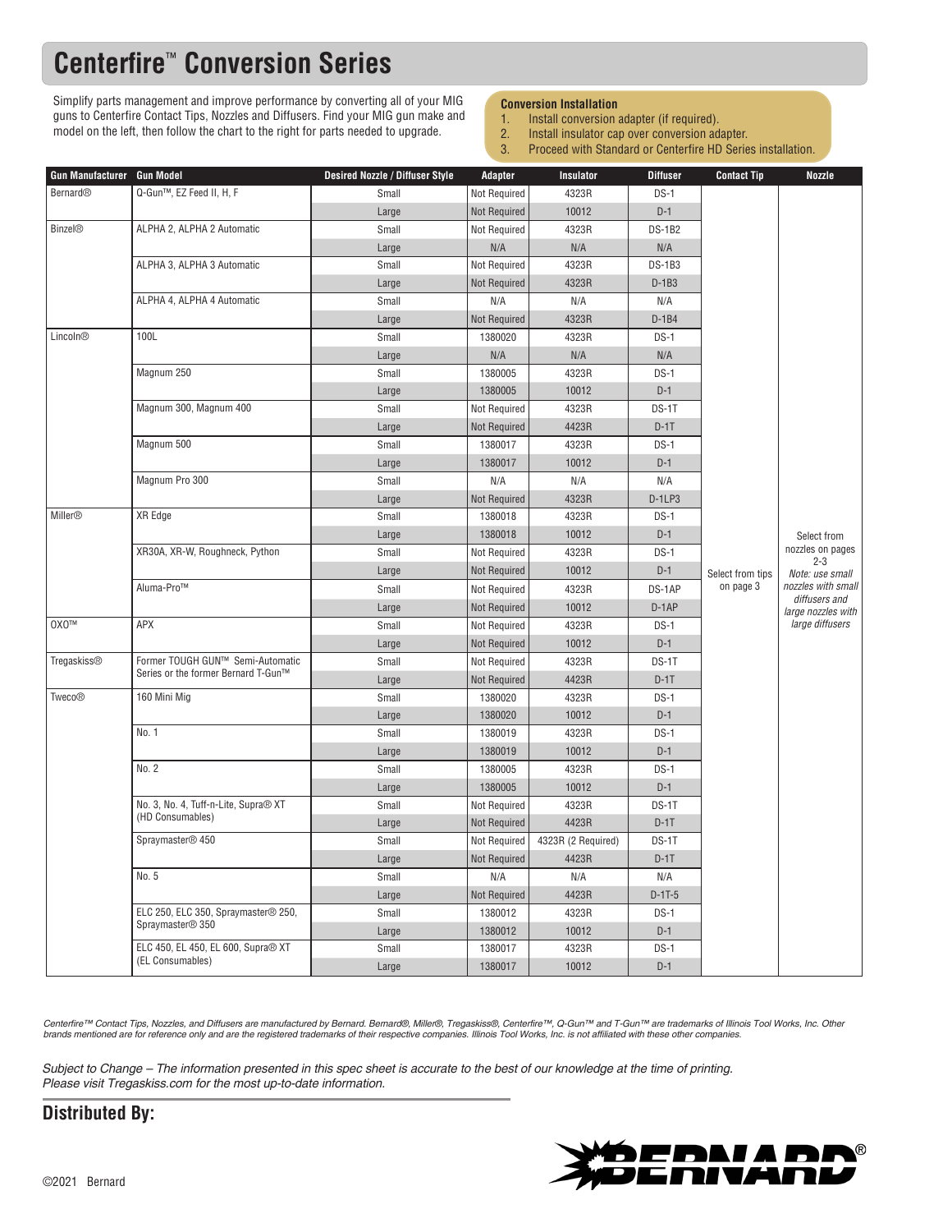# Centerfire™ Conversion Series

Simplify parts management and improve performance by converting all of your MIG guns to Centerfire Contact Tips, Nozzles and Diffusers. Find your MIG gun make and model on the left, then follow the chart to the right for parts needed to upgrade.

**Conversion Installation**

1. Install conversion adapter (if required).
2. Install insulator cap over conversion adapter.
3. Proceed with Standard or Centerfire HD Series installation.

| Gun Manufacturer | Gun Model | Desired Nozzle / Diffuser Style | Adapter | Insulator | Diffuser | Contact Tip | Nozzle |
|---|---|---|---|---|---|---|---|
| Bernard® | Q-Gun™, EZ Feed II, H, F | Small | Not Required | 4323R | DS-1 | Select from tips on page 3 | Select from nozzles on pages 2-3 *Note: use small nozzles with small diffusers and large nozzles with large diffusers* |
| | | Large | Not Required | 10012 | D-1 | | |
| Binzel® | ALPHA 2, ALPHA 2 Automatic | Small | Not Required | 4323R | DS-1B2 | | |
| | | Large | N/A | N/A | N/A | | |
| | ALPHA 3, ALPHA 3 Automatic | Small | Not Required | 4323R | DS-1B3 | | |
| | | Large | Not Required | 4323R | D-1B3 | | |
| | ALPHA 4, ALPHA 4 Automatic | Small | N/A | N/A | N/A | | |
| | | Large | Not Required | 4323R | D-1B4 | | |
| Lincoln® | 100L | Small | 1380020 | 4323R | DS-1 | | |
| | | Large | N/A | N/A | N/A | | |
| | Magnum 250 | Small | 1380005 | 4323R | DS-1 | | |
| | | Large | 1380005 | 10012 | D-1 | | |
| | Magnum 300, Magnum 400 | Small | Not Required | 4323R | DS-1T | | |
| | | Large | Not Required | 4423R | D-1T | | |
| | Magnum 500 | Small | 1380017 | 4323R | DS-1 | | |
| | | Large | 1380017 | 10012 | D-1 | | |
| | Magnum Pro 300 | Small | N/A | N/A | N/A | | |
| | | Large | Not Required | 4323R | D-1LP3 | | |
| Miller® | XR Edge | Small | 1380018 | 4323R | DS-1 | | |
| | | Large | 1380018 | 10012 | D-1 | | |
| | XR30A, XR-W, Roughneck, Python | Small | Not Required | 4323R | DS-1 | | |
| | | Large | Not Required | 10012 | D-1 | | |
| | Aluma-Pro™ | Small | Not Required | 4323R | DS-1AP | | |
| | | Large | Not Required | 10012 | D-1AP | | |
| OXO™ | APX | Small | Not Required | 4323R | DS-1 | | |
| | | Large | Not Required | 10012 | D-1 | | |
| Tregaskiss® | Former TOUGH GUN™ Semi-Automatic Series or the former Bernard T-Gun™ | Small | Not Required | 4323R | DS-1T | | |
| | | Large | Not Required | 4423R | D-1T | | |
| Tweco® | 160 Mini Mig | Small | 1380020 | 4323R | DS-1 | | |
| | | Large | 1380020 | 10012 | D-1 | | |
| | No. 1 | Small | 1380019 | 4323R | DS-1 | | |
| | | Large | 1380019 | 10012 | D-1 | | |
| | No. 2 | Small | 1380005 | 4323R | DS-1 | | |
| | | Large | 1380005 | 10012 | D-1 | | |
| | No. 3, No. 4, Tuff-n-Lite, Supra® XT (HD Consumables) | Small | Not Required | 4323R | DS-1T | | |
| | | Large | Not Required | 4423R | D-1T | | |
| | Spraymaster® 450 | Small | Not Required | 4323R (2 Required) | DS-1T | | |
| | | Large | Not Required | 4423R | D-1T | | |
| | No. 5 | Small | N/A | N/A | N/A | | |
| | | Large | Not Required | 4423R | D-1T-5 | | |
| | ELC 250, ELC 350, Spraymaster® 250, Spraymaster® 350 | Small | 1380012 | 4323R | DS-1 | | |
| | | Large | 1380012 | 10012 | D-1 | | |
| | ELC 450, EL 450, EL 600, Supra® XT (EL Consumables) | Small | 1380017 | 4323R | DS-1 | | |
| | | Large | 1380017 | 10012 | D-1 | | |

*Centerfire™ Contact Tips, Nozzles, and Diffusers are manufactured by Bernard. Bernard®, Miller®, Tregaskiss®, Centerfire™, Q-Gun™ and T-Gun™ are trademarks of Illinois Tool Works, Inc. Other brands mentioned are for reference only and are the registered trademarks of their respective companies. Illinois Tool Works, Inc. is not affiliated with these other companies.*

*Subject to Change – The information presented in this spec sheet is accurate to the best of our knowledge at the time of printing. Please visit Tregaskiss.com for the most up-to-date information.*

**Distributed By:**

BERNARD®

©2021 Bernard